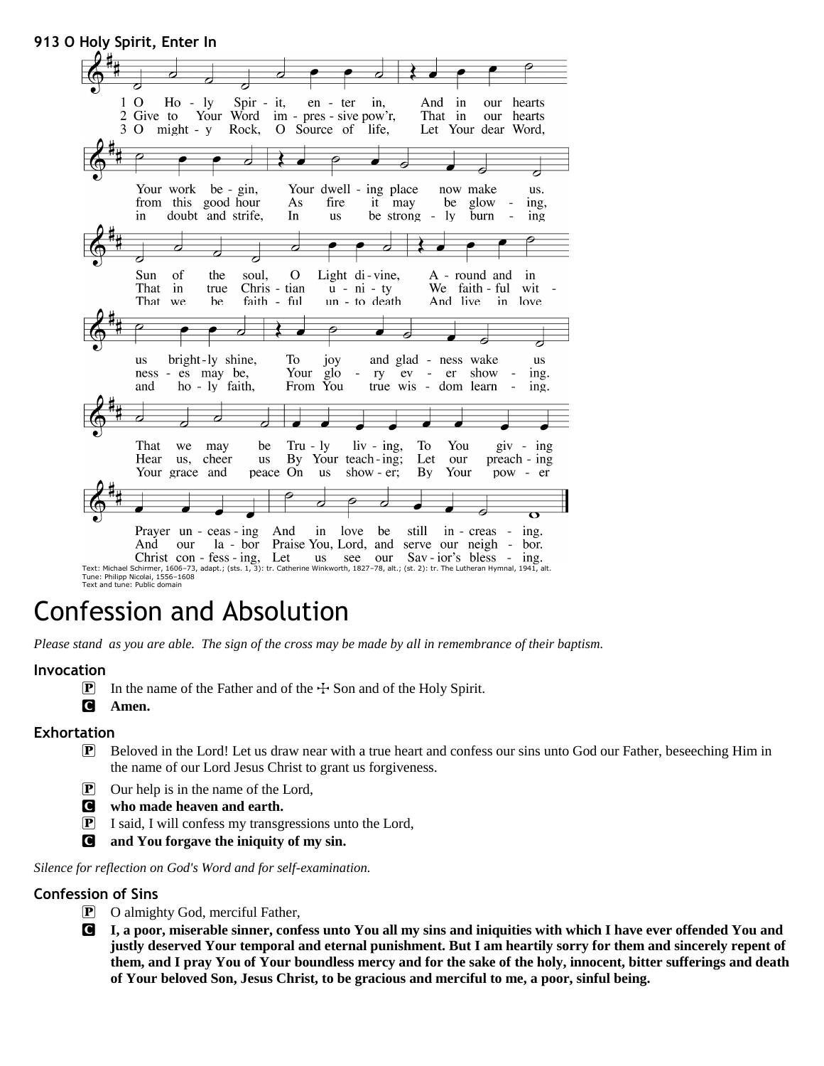**913 O Holy Spirit, Enter In**

1 O Holy Spirit, enter in, And in our hearts Your work begin, Your dwelling place now make us. Sun of the soul, O Light divine, Around and in us brightly shine, To joy and gladness wake us That we may be Truly living, To You giving Prayer unceasing And in love be still increasing.

2 Give to Your Word impressive pow'r, That in our hearts from this good hour As fire it may be glowing, That in true Christian unity We faithful witnesses may be, Your glory ever showing. Hear us, cheer us By Your teaching; Let our preaching And our labor Praise You, Lord, and serve our neighbor.

3 O mighty Rock, O Source of life, Let Your dear Word, in doubt and strife, In us be strongly burning That we be faithful unto death And live in love and holy faith, From You true wisdom learning. Your grace and peace On us shower; By Your power Christ confessing, Let us see our Savior's blessing.

Text: Michael Schirmer, 1606–73, adapt.; (sts. 1, 3): tr. Catherine Winkworth, 1827–78, alt.; (st. 2): tr. The Lutheran Hymnal, 1941, alt.
Tune: Philipp Nicolai, 1556–1608
Text and tune: Public domain

# Confession and Absolution

*Please stand as you are able. The sign of the cross may be made by all in remembrance of their baptism.*

### Invocation

P In the name of the Father and of the ☩ Son and of the Holy Spirit.

C **Amen.**

### Exhortation

P Beloved in the Lord! Let us draw near with a true heart and confess our sins unto God our Father, beseeching Him in the name of our Lord Jesus Christ to grant us forgiveness.

P Our help is in the name of the Lord,

C **who made heaven and earth.**

P I said, I will confess my transgressions unto the Lord,

C **and You forgave the iniquity of my sin.**

*Silence for reflection on God's Word and for self-examination.*

### Confession of Sins

P O almighty God, merciful Father,

C **I, a poor, miserable sinner, confess unto You all my sins and iniquities with which I have ever offended You and justly deserved Your temporal and eternal punishment. But I am heartily sorry for them and sincerely repent of them, and I pray You of Your boundless mercy and for the sake of the holy, innocent, bitter sufferings and death of Your beloved Son, Jesus Christ, to be gracious and merciful to me, a poor, sinful being.**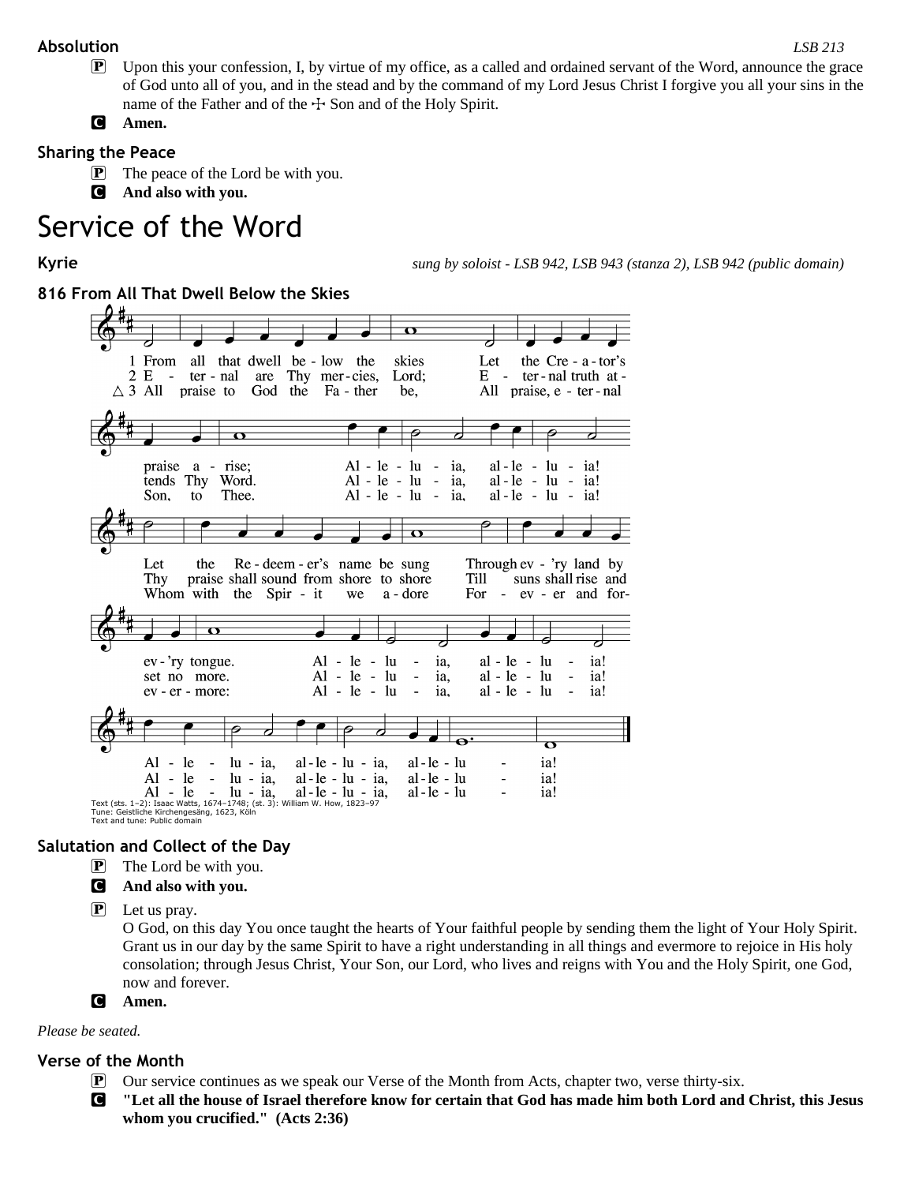**Absolution** *LSB 213*

- **P** Upon this your confession, I, by virtue of my office, as a called and ordained servant of the Word, announce the grace of God unto all of you, and in the stead and by the command of my Lord Jesus Christ I forgive you all your sins in the name of the Father and of the ☩ Son and of the Holy Spirit.
- **C** **Amen.**

**Sharing the Peace**

- **P** The peace of the Lord be with you.
- **C** **And also with you.**

# Service of the Word

**Kyrie** *sung by soloist - LSB 942, LSB 943 (stanza 2), LSB 942 (public domain)*

**816 From All That Dwell Below the Skies**

1 From all that dwell below the skies
Let the Creator's praise arise;
Alleluia, alleluia!
Let the Redeemer's name be sung
Through ev'ry land by ev'ry tongue.
Alleluia, alleluia!
Alleluia, alleluia, alleluia!

2 Eternal are Thy mercies, Lord;
Eternal truth attends Thy Word.
Alleluia, alleluia!
Thy praise shall sound from shore to shore
Till suns shall rise and set no more.
Alleluia, alleluia!
Alleluia, alleluia, alleluia!

△ 3 All praise to God the Father be,
All praise, eternal Son, to Thee.
Alleluia, alleluia!
Whom with the Spirit we adore
For ever and forevermore:
Alleluia, alleluia!
Alleluia, alleluia, alleluia!

Text (sts. 1–2): Isaac Watts, 1674–1748; (st. 3): William W. How, 1823–97
Tune: Geistliche Kirchengesäng, 1623, Köln
Text and tune: Public domain

**Salutation and Collect of the Day**

- **P** The Lord be with you.
- **C** **And also with you.**
- **P** Let us pray.
  O God, on this day You once taught the hearts of Your faithful people by sending them the light of Your Holy Spirit. Grant us in our day by the same Spirit to have a right understanding in all things and evermore to rejoice in His holy consolation; through Jesus Christ, Your Son, our Lord, who lives and reigns with You and the Holy Spirit, one God, now and forever.
- **C** **Amen.**

*Please be seated.*

**Verse of the Month**

- **P** Our service continues as we speak our Verse of the Month from Acts, chapter two, verse thirty-six.
- **C** **"Let all the house of Israel therefore know for certain that God has made him both Lord and Christ, this Jesus whom you crucified." (Acts 2:36)**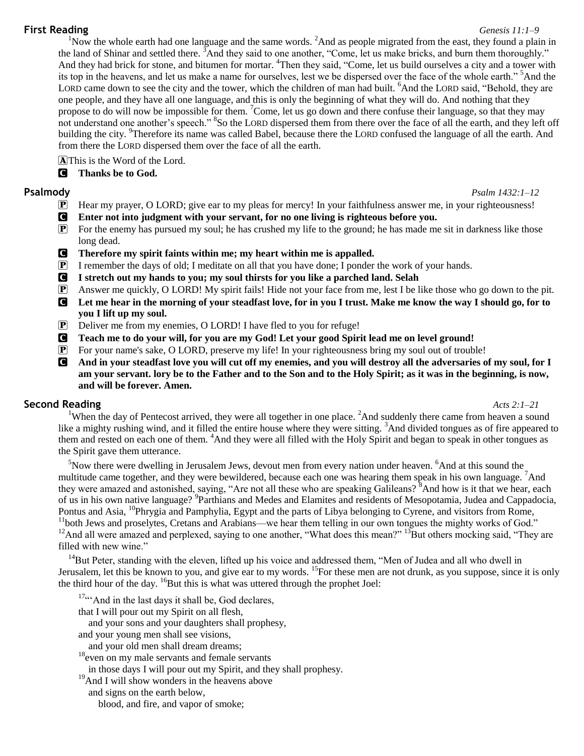## First Reading

*Genesis 11:1–9*

[1]Now the whole earth had one language and the same words. [2]And as people migrated from the east, they found a plain in the land of Shinar and settled there. [3]And they said to one another, "Come, let us make bricks, and burn them thoroughly." And they had brick for stone, and bitumen for mortar. [4]Then they said, "Come, let us build ourselves a city and a tower with its top in the heavens, and let us make a name for ourselves, lest we be dispersed over the face of the whole earth." [5]And the LORD came down to see the city and the tower, which the children of man had built. [6]And the LORD said, "Behold, they are one people, and they have all one language, and this is only the beginning of what they will do. And nothing that they propose to do will now be impossible for them. [7]Come, let us go down and there confuse their language, so that they may not understand one another's speech." [8]So the LORD dispersed them from there over the face of all the earth, and they left off building the city. [9]Therefore its name was called Babel, because there the LORD confused the language of all the earth. And from there the LORD dispersed them over the face of all the earth.

A This is the Word of the Lord.

C **Thanks be to God.**

## Psalmody

*Psalm 1432:1–12*

P Hear my prayer, O LORD; give ear to my pleas for mercy! In your faithfulness answer me, in your righteousness!

C **Enter not into judgment with your servant, for no one living is righteous before you.**

P For the enemy has pursued my soul; he has crushed my life to the ground; he has made me sit in darkness like those long dead.

C **Therefore my spirit faints within me; my heart within me is appalled.**

P I remember the days of old; I meditate on all that you have done; I ponder the work of your hands.

C **I stretch out my hands to you; my soul thirsts for you like a parched land. Selah**

P Answer me quickly, O LORD! My spirit fails! Hide not your face from me, lest I be like those who go down to the pit.

C **Let me hear in the morning of your steadfast love, for in you I trust. Make me know the way I should go, for to you I lift up my soul.**

P Deliver me from my enemies, O LORD! I have fled to you for refuge!

C **Teach me to do your will, for you are my God! Let your good Spirit lead me on level ground!**

P For your name's sake, O LORD, preserve my life! In your righteousness bring my soul out of trouble!

C **And in your steadfast love you will cut off my enemies, and you will destroy all the adversaries of my soul, for I am your servant. lory be to the Father and to the Son and to the Holy Spirit; as it was in the beginning, is now, and will be forever. Amen.**

## Second Reading

*Acts 2:1–21*

[1]When the day of Pentecost arrived, they were all together in one place. [2]And suddenly there came from heaven a sound like a mighty rushing wind, and it filled the entire house where they were sitting. [3]And divided tongues as of fire appeared to them and rested on each one of them. [4]And they were all filled with the Holy Spirit and began to speak in other tongues as the Spirit gave them utterance.

[5]Now there were dwelling in Jerusalem Jews, devout men from every nation under heaven. [6]And at this sound the multitude came together, and they were bewildered, because each one was hearing them speak in his own language. [7]And they were amazed and astonished, saying, "Are not all these who are speaking Galileans? [8]And how is it that we hear, each of us in his own native language? [9]Parthians and Medes and Elamites and residents of Mesopotamia, Judea and Cappadocia, Pontus and Asia, [10]Phrygia and Pamphylia, Egypt and the parts of Libya belonging to Cyrene, and visitors from Rome, [11]both Jews and proselytes, Cretans and Arabians—we hear them telling in our own tongues the mighty works of God." [12]And all were amazed and perplexed, saying to one another, "What does this mean?" [13]But others mocking said, "They are filled with new wine."

[14]But Peter, standing with the eleven, lifted up his voice and addressed them, "Men of Judea and all who dwell in Jerusalem, let this be known to you, and give ear to my words. [15]For these men are not drunk, as you suppose, since it is only the third hour of the day. [16]But this is what was uttered through the prophet Joel:

[17]"'And in the last days it shall be, God declares,  
that I will pour out my Spirit on all flesh,  
  and your sons and your daughters shall prophesy,  
and your young men shall see visions,  
  and your old men shall dream dreams;  
[18]even on my male servants and female servants  
  in those days I will pour out my Spirit, and they shall prophesy.  
[19]And I will show wonders in the heavens above  
  and signs on the earth below,  
    blood, and fire, and vapor of smoke;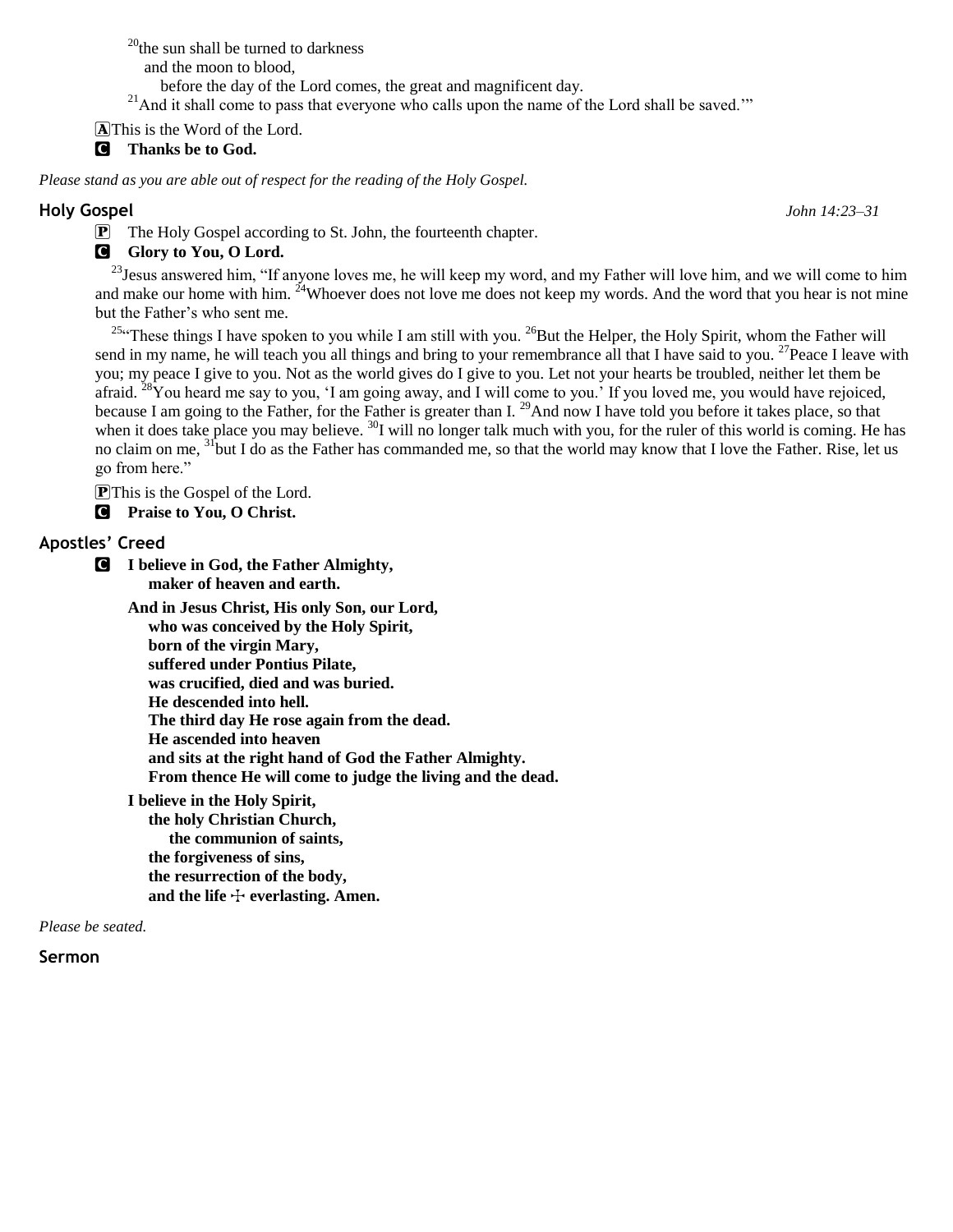[20]the sun shall be turned to darkness
and the moon to blood,
before the day of the Lord comes, the great and magnificent day.
[21]And it shall come to pass that everyone who calls upon the name of the Lord shall be saved.'"

**A** This is the Word of the Lord.

**C** **Thanks be to God.**

*Please stand as you are able out of respect for the reading of the Holy Gospel.*

## Holy Gospel *John 14:23–31*

**P** The Holy Gospel according to St. John, the fourteenth chapter.

**C** **Glory to You, O Lord.**

[23]Jesus answered him, "If anyone loves me, he will keep my word, and my Father will love him, and we will come to him and make our home with him. [24]Whoever does not love me does not keep my words. And the word that you hear is not mine but the Father's who sent me.

[25]"These things I have spoken to you while I am still with you. [26]But the Helper, the Holy Spirit, whom the Father will send in my name, he will teach you all things and bring to your remembrance all that I have said to you. [27]Peace I leave with you; my peace I give to you. Not as the world gives do I give to you. Let not your hearts be troubled, neither let them be afraid. [28]You heard me say to you, 'I am going away, and I will come to you.' If you loved me, you would have rejoiced, because I am going to the Father, for the Father is greater than I. [29]And now I have told you before it takes place, so that when it does take place you may believe. [30]I will no longer talk much with you, for the ruler of this world is coming. He has no claim on me, [31]but I do as the Father has commanded me, so that the world may know that I love the Father. Rise, let us go from here."

**P** This is the Gospel of the Lord.

**C** **Praise to You, O Christ.**

## Apostles' Creed

**C** **I believe in God, the Father Almighty,
maker of heaven and earth.**

**And in Jesus Christ, His only Son, our Lord,
who was conceived by the Holy Spirit,
born of the virgin Mary,
suffered under Pontius Pilate,
was crucified, died and was buried.
He descended into hell.
The third day He rose again from the dead.
He ascended into heaven
and sits at the right hand of God the Father Almighty.
From thence He will come to judge the living and the dead.**

**I believe in the Holy Spirit,
the holy Christian Church,
the communion of saints,
the forgiveness of sins,
the resurrection of the body,
and the life ☩ everlasting. Amen.**

*Please be seated.*

## Sermon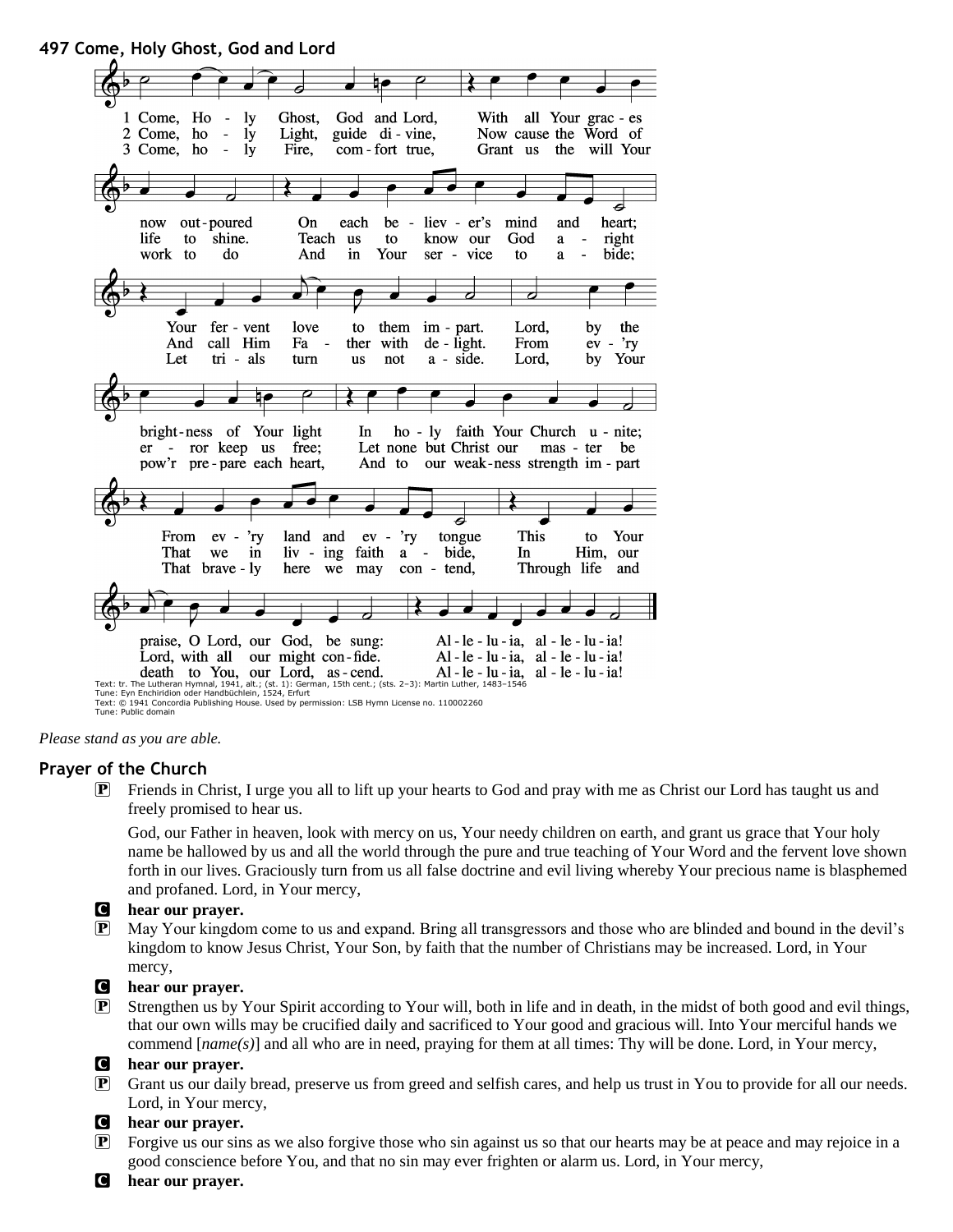## 497 Come, Holy Ghost, God and Lord

1 Come, Holy Ghost, God and Lord, With all Your graces now outpoured On each believer's mind and heart; Your fervent love to them impart. Lord, by the brightness of Your light In holy faith Your Church unite; From ev'ry land and ev'ry tongue This to Your praise, O Lord, our God, be sung: Alleluia, alleluia!

2 Come, holy Light, guide divine, Now cause the Word of life to shine. Teach us to know our God aright And call Him Father with delight. From ev'ry error keep us free; Let none but Christ our master be That we in living faith abide, In Him, our Lord, with all our might confide. Alleluia, alleluia!

3 Come, holy Fire, comfort true, Grant us the will Your work to do And in Your service to abide; Let trials turn us not aside. Lord, by Your pow'r prepare each heart, And to our weakness strength impart That bravely here we may contend, Through life and death to You, our Lord, ascend. Alleluia, alleluia!

Text: tr. The Lutheran Hymnal, 1941, alt.; (st. 1): German, 15th cent.; (sts. 2–3): Martin Luther, 1483–1546
Tune: Eyn Enchiridion oder Handbüchlein, 1524, Erfurt
Text: © 1941 Concordia Publishing House. Used by permission: LSB Hymn License no. 110002260
Tune: Public domain

*Please stand as you are able.*

### Prayer of the Church

P Friends in Christ, I urge you all to lift up your hearts to God and pray with me as Christ our Lord has taught us and freely promised to hear us.

God, our Father in heaven, look with mercy on us, Your needy children on earth, and grant us grace that Your holy name be hallowed by us and all the world through the pure and true teaching of Your Word and the fervent love shown forth in our lives. Graciously turn from us all false doctrine and evil living whereby Your precious name is blasphemed and profaned. Lord, in Your mercy,

C **hear our prayer.**

P May Your kingdom come to us and expand. Bring all transgressors and those who are blinded and bound in the devil's kingdom to know Jesus Christ, Your Son, by faith that the number of Christians may be increased. Lord, in Your mercy,

C **hear our prayer.**

P Strengthen us by Your Spirit according to Your will, both in life and in death, in the midst of both good and evil things, that our own wills may be crucified daily and sacrificed to Your good and gracious will. Into Your merciful hands we commend [*name(s)*] and all who are in need, praying for them at all times: Thy will be done. Lord, in Your mercy,

C **hear our prayer.**

P Grant us our daily bread, preserve us from greed and selfish cares, and help us trust in You to provide for all our needs. Lord, in Your mercy,

C **hear our prayer.**

P Forgive us our sins as we also forgive those who sin against us so that our hearts may be at peace and may rejoice in a good conscience before You, and that no sin may ever frighten or alarm us. Lord, in Your mercy,

C **hear our prayer.**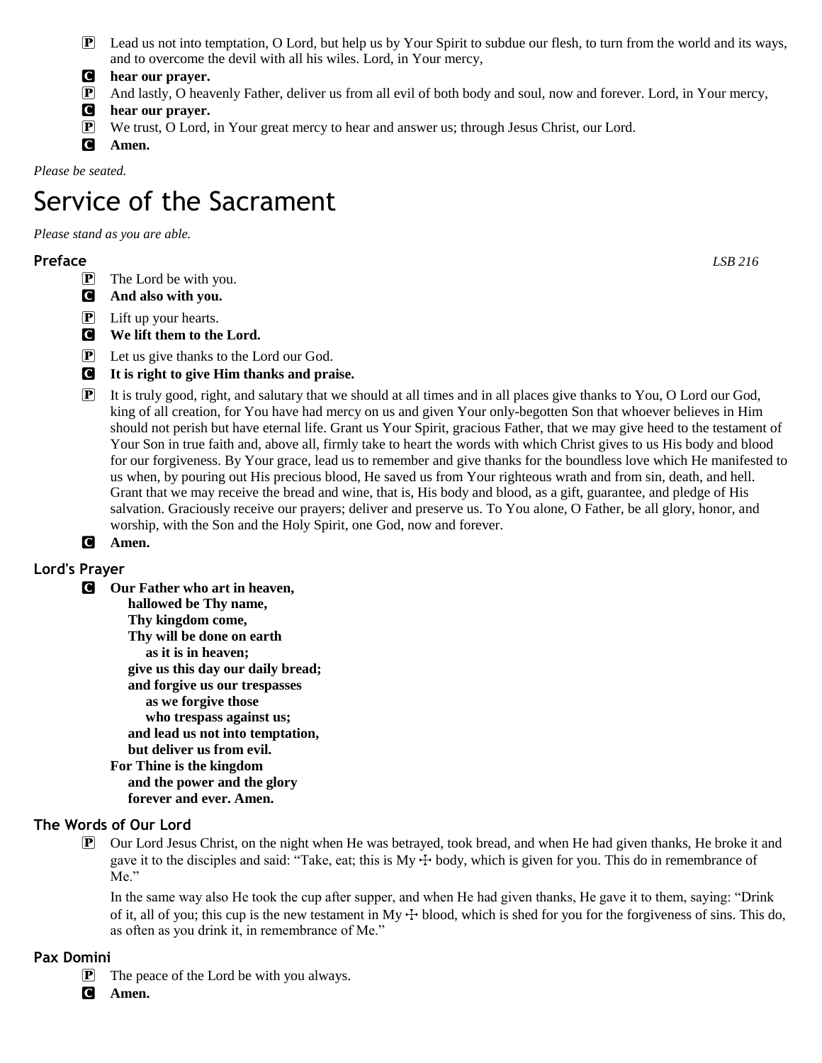P Lead us not into temptation, O Lord, but help us by Your Spirit to subdue our flesh, to turn from the world and its ways, and to overcome the devil with all his wiles. Lord, in Your mercy,

C **hear our prayer.**

P And lastly, O heavenly Father, deliver us from all evil of both body and soul, now and forever. Lord, in Your mercy,

C **hear our prayer.**

P We trust, O Lord, in Your great mercy to hear and answer us; through Jesus Christ, our Lord.

C **Amen.**

*Please be seated.*

# Service of the Sacrament

*Please stand as you are able.*

### Preface

*LSB 216*

P The Lord be with you.

C **And also with you.**

P Lift up your hearts.

C **We lift them to the Lord.**

P Let us give thanks to the Lord our God.

C **It is right to give Him thanks and praise.**

P It is truly good, right, and salutary that we should at all times and in all places give thanks to You, O Lord our God, king of all creation, for You have had mercy on us and given Your only-begotten Son that whoever believes in Him should not perish but have eternal life. Grant us Your Spirit, gracious Father, that we may give heed to the testament of Your Son in true faith and, above all, firmly take to heart the words with which Christ gives to us His body and blood for our forgiveness. By Your grace, lead us to remember and give thanks for the boundless love which He manifested to us when, by pouring out His precious blood, He saved us from Your righteous wrath and from sin, death, and hell. Grant that we may receive the bread and wine, that is, His body and blood, as a gift, guarantee, and pledge of His salvation. Graciously receive our prayers; deliver and preserve us. To You alone, O Father, be all glory, honor, and worship, with the Son and the Holy Spirit, one God, now and forever.

C **Amen.**

### Lord's Prayer

C **Our Father who art in heaven,**
**hallowed be Thy name,**
**Thy kingdom come,**
**Thy will be done on earth**
**as it is in heaven;**
**give us this day our daily bread;**
**and forgive us our trespasses**
**as we forgive those**
**who trespass against us;**
**and lead us not into temptation,**
**but deliver us from evil.**
**For Thine is the kingdom**
**and the power and the glory**
**forever and ever. Amen.**

### The Words of Our Lord

P Our Lord Jesus Christ, on the night when He was betrayed, took bread, and when He had given thanks, He broke it and gave it to the disciples and said: "Take, eat; this is My ☩ body, which is given for you. This do in remembrance of Me."

In the same way also He took the cup after supper, and when He had given thanks, He gave it to them, saying: "Drink of it, all of you; this cup is the new testament in My ☩ blood, which is shed for you for the forgiveness of sins. This do, as often as you drink it, in remembrance of Me."

### Pax Domini

P The peace of the Lord be with you always.

C **Amen.**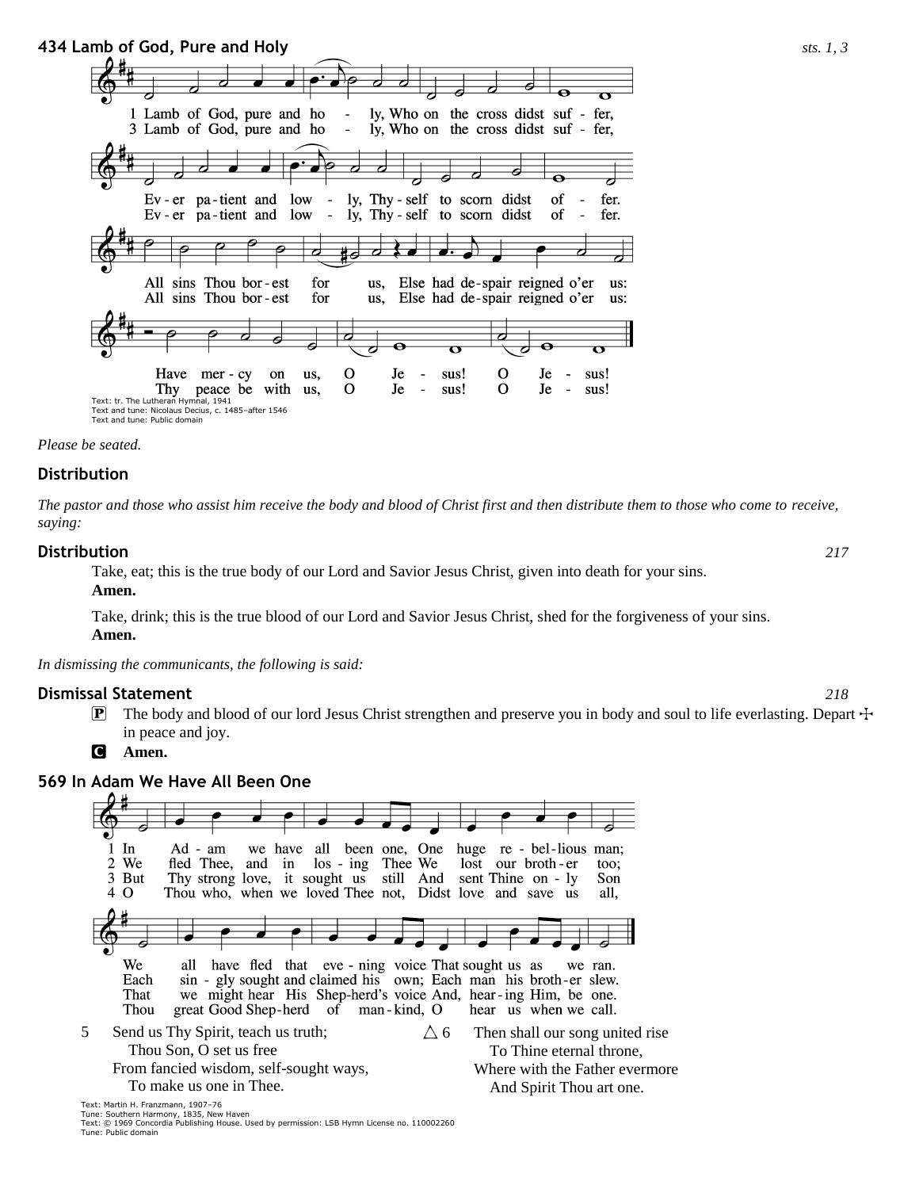## 434 Lamb of God, Pure and Holy

*sts. 1, 3*

1 Lamb of God, pure and holy, Who on the cross didst suffer,
Ever patient and lowly, Thyself to scorn didst offer.
All sins Thou borest for us, Else had despair reigned o'er us:
Have mercy on us, O Jesus! O Jesus!

3 Lamb of God, pure and holy, Who on the cross didst suffer,
Ever patient and lowly, Thyself to scorn didst offer.
All sins Thou borest for us, Else had despair reigned o'er us:
Thy peace be with us, O Jesus! O Jesus!

Text: tr. The Lutheran Hymnal, 1941
Text and tune: Nicolaus Decius, c. 1485–after 1546
Text and tune: Public domain

*Please be seated.*

### Distribution

*The pastor and those who assist him receive the body and blood of Christ first and then distribute them to those who come to receive, saying:*

### Distribution

*217*

Take, eat; this is the true body of our Lord and Savior Jesus Christ, given into death for your sins.
**Amen.**

Take, drink; this is the true blood of our Lord and Savior Jesus Christ, shed for the forgiveness of your sins.
**Amen.**

*In dismissing the communicants, the following is said:*

### Dismissal Statement

*218*

P The body and blood of our lord Jesus Christ strengthen and preserve you in body and soul to life everlasting. Depart ☩ in peace and joy.

C **Amen.**

## 569 In Adam We Have All Been One

1 In Adam we have all been one, One huge rebellious man;
We all have fled that evening voice That sought us as we ran.

2 We fled Thee, and in losing Thee We lost our brother too;
Each singly sought and claimed his own; Each man his brother slew.

3 But Thy strong love, it sought us still And sent Thine only Son
That we might hear His Shepherd's voice And, hearing Him, be one.

4 O Thou who, when we loved Thee not, Didst love and save us all,
Thou great Good Shepherd of mankind, O hear us when we call.

5 Send us Thy Spirit, teach us truth;
Thou Son, O set us free
From fancied wisdom, self-sought ways,
To make us one in Thee.

△ 6 Then shall our song united rise
To Thine eternal throne,
Where with the Father evermore
And Spirit Thou art one.

Text: Martin H. Franzmann, 1907–76
Tune: Southern Harmony, 1835, New Haven
Text: © 1969 Concordia Publishing House. Used by permission: LSB Hymn License no. 110002260
Tune: Public domain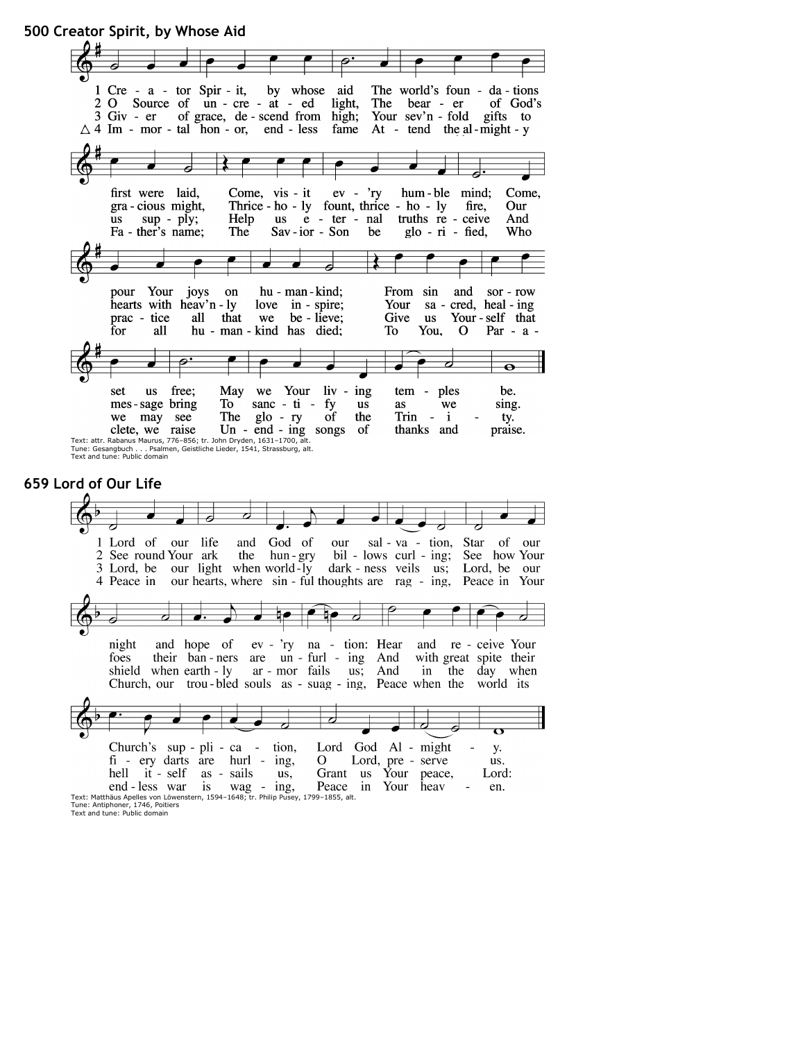## 500 Creator Spirit, by Whose Aid

1 Creator Spirit, by whose aid
The world's foundations first were laid,
Come, visit ev'ry humble mind;
Come, pour Your joys on humankind;
From sin and sorrow set us free;
May we Your living temples be.

2 O Source of uncreated light,
The bearer of God's gracious might,
Thrice-holy fount, thrice-holy fire,
Our hearts with heav'nly love inspire;
Your sacred, healing message bring
To sanctify us as we sing.

3 Giver of grace, descend from high;
Your sev'n-fold gifts to us supply;
Help us eternal truths receive
And practice all that we believe;
Give us Yourself that we may see
The glory of the Trinity.

△ 4 Immortal honor, endless fame
Attend the almighty Father's name;
The Savior Son be glorified,
Who for all humankind has died;
To You, O Paraclete, we raise
Unending songs of thanks and praise.

Text: attr. Rabanus Maurus, 776–856; tr. John Dryden, 1631–1700, alt.
Tune: Gesangbuch . . . Psalmen, Geistliche Lieder, 1541, Strassburg, alt.
Text and tune: Public domain

## 659 Lord of Our Life

1 Lord of our life and God of our salvation,
Star of our night and hope of ev'ry nation:
Hear and receive Your Church's supplication,
Lord God Almighty.

2 See round Your ark the hungry billows curling;
See how Your foes their banners are unfurling
And with great spite their fiery darts are hurling,
O Lord, preserve us.

3 Lord, be our light when worldly darkness veils us;
Lord, be our shield when earthly armor fails us;
And in the day when hell itself assails us,
Grant us Your peace, Lord:

4 Peace in our hearts, where sinful thoughts are raging,
Peace in Your Church, our troubled souls assuaging,
Peace when the world its endless war is waging,
Peace in Your heaven.

Text: Matthäus Apelles von Löwenstern, 1594–1648; tr. Philip Pusey, 1799–1855, alt.
Tune: Antiphoner, 1746, Poitiers
Text and tune: Public domain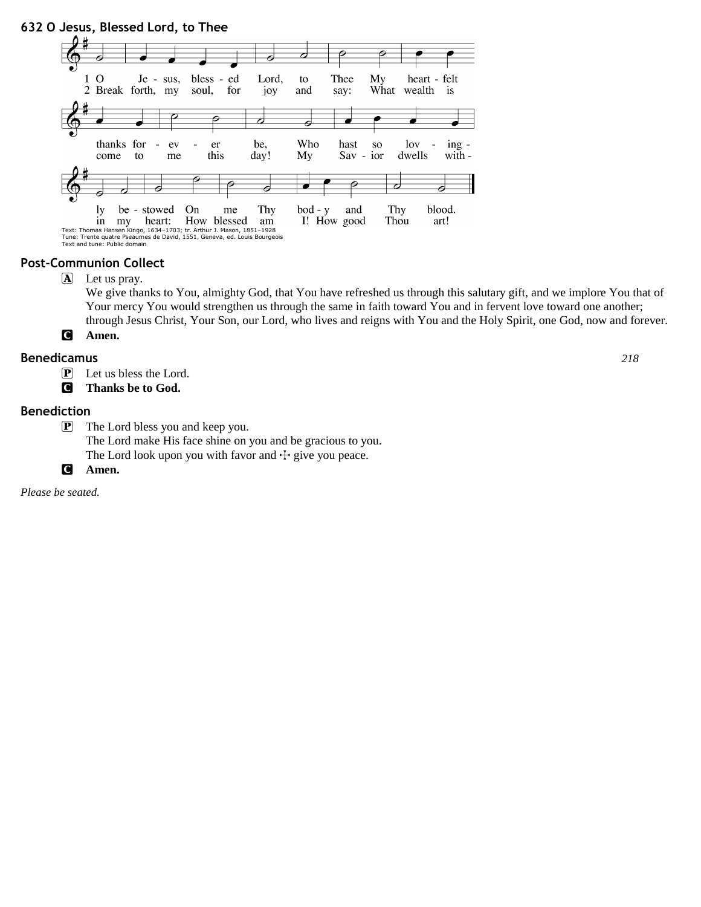## 632 O Jesus, Blessed Lord, to Thee

1 O Jesus, blessed Lord, to Thee My heartfelt thanks forever be, Who hast so lovingly bestowed On me Thy body and Thy blood.

2 Break forth, my soul, for joy and say: What wealth is come to me this day! My Savior dwells within my heart: How blessed am I! How good Thou art!

Text: Thomas Hansen Kingo, 1634–1703; tr. Arthur J. Mason, 1851–1928
Tune: Trente quatre Pseaumes de David, 1551, Geneva, ed. Louis Bourgeois
Text and tune: Public domain

## Post-Communion Collect

A Let us pray.
We give thanks to You, almighty God, that You have refreshed us through this salutary gift, and we implore You that of Your mercy You would strengthen us through the same in faith toward You and in fervent love toward one another; through Jesus Christ, Your Son, our Lord, who lives and reigns with You and the Holy Spirit, one God, now and forever.

C **Amen.**

## Benedicamus

*218*

P Let us bless the Lord.

C **Thanks be to God.**

## Benediction

P The Lord bless you and keep you.
The Lord make His face shine on you and be gracious to you.
The Lord look upon you with favor and ☩ give you peace.

C **Amen.**

*Please be seated.*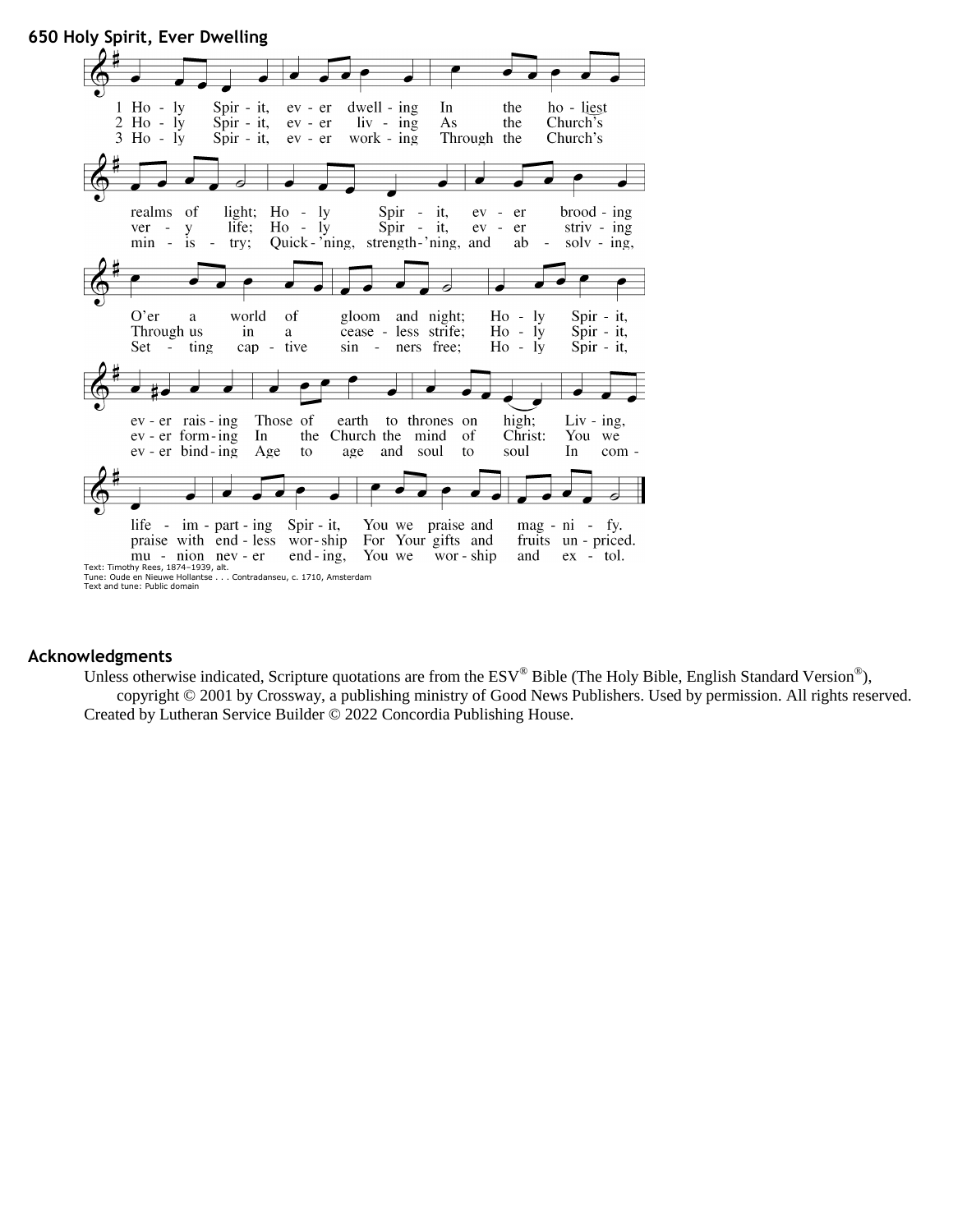**650 Holy Spirit, Ever Dwelling**

1 Holy Spirit, ever dwelling
In the holiest realms of light;
Holy Spirit, ever brooding
O'er a world of gloom and night;
Holy Spirit, ever raising
Those of earth to thrones on high;
Living, life-imparting Spirit,
You we praise and magnify.

2 Holy Spirit, ever living
As the Church's very life;
Holy Spirit, ever striving
Through us in a ceaseless strife;
Holy Spirit, ever forming
In the Church the mind of Christ:
You we praise with endless worship
For Your gifts and fruits unpriced.

3 Holy Spirit, ever working
Through the Church's ministry;
Quick'ning, strength'ning, and absolving,
Setting captive sinners free;
Holy Spirit, ever binding
Age to age and soul to soul
In communion never ending,
You we worship and extol.

Text: Timothy Rees, 1874–1939, alt.
Tune: Oude en Nieuwe Hollantse . . . Contradanseu, c. 1710, Amsterdam
Text and tune: Public domain

## Acknowledgments

Unless otherwise indicated, Scripture quotations are from the ESV® Bible (The Holy Bible, English Standard Version®), copyright © 2001 by Crossway, a publishing ministry of Good News Publishers. Used by permission. All rights reserved.

Created by Lutheran Service Builder © 2022 Concordia Publishing House.